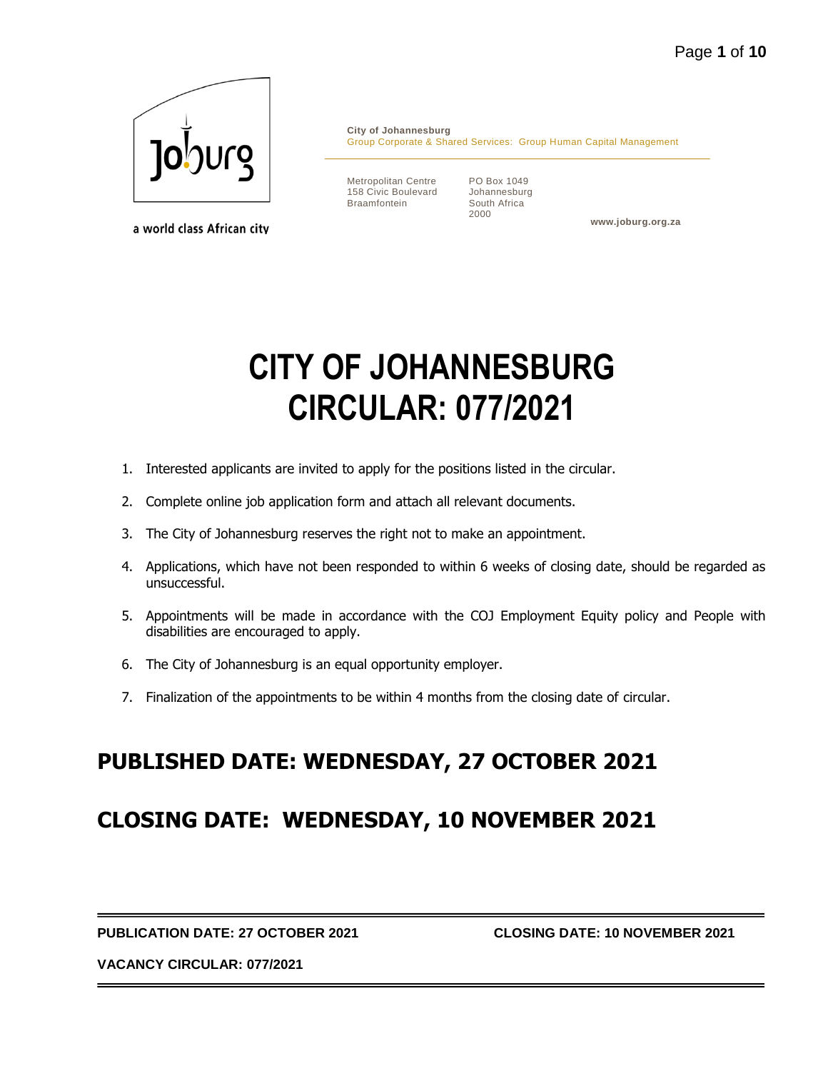a world class African city

**City of Johannesburg**
Group Corporate & Shared Services: Group Human Capital Management

Metropolitan Centre
158 Civic Boulevard
Braamfontein

PO Box 1049
Johannesburg
South Africa
2000

**www.joburg.org.za**

# CITY OF JOHANNESBURG
# CIRCULAR: 077/2021

1. Interested applicants are invited to apply for the positions listed in the circular.
2. Complete online job application form and attach all relevant documents.
3. The City of Johannesburg reserves the right not to make an appointment.
4. Applications, which have not been responded to within 6 weeks of closing date, should be regarded as unsuccessful.
5. Appointments will be made in accordance with the COJ Employment Equity policy and People with disabilities are encouraged to apply.
6. The City of Johannesburg is an equal opportunity employer.
7. Finalization of the appointments to be within 4 months from the closing date of circular.

## PUBLISHED DATE: WEDNESDAY, 27 OCTOBER 2021

## CLOSING DATE: WEDNESDAY, 10 NOVEMBER 2021

---

**PUBLICATION DATE: 27 OCTOBER 2021** **CLOSING DATE: 10 NOVEMBER 2021**

**VACANCY CIRCULAR: 077/2021**

---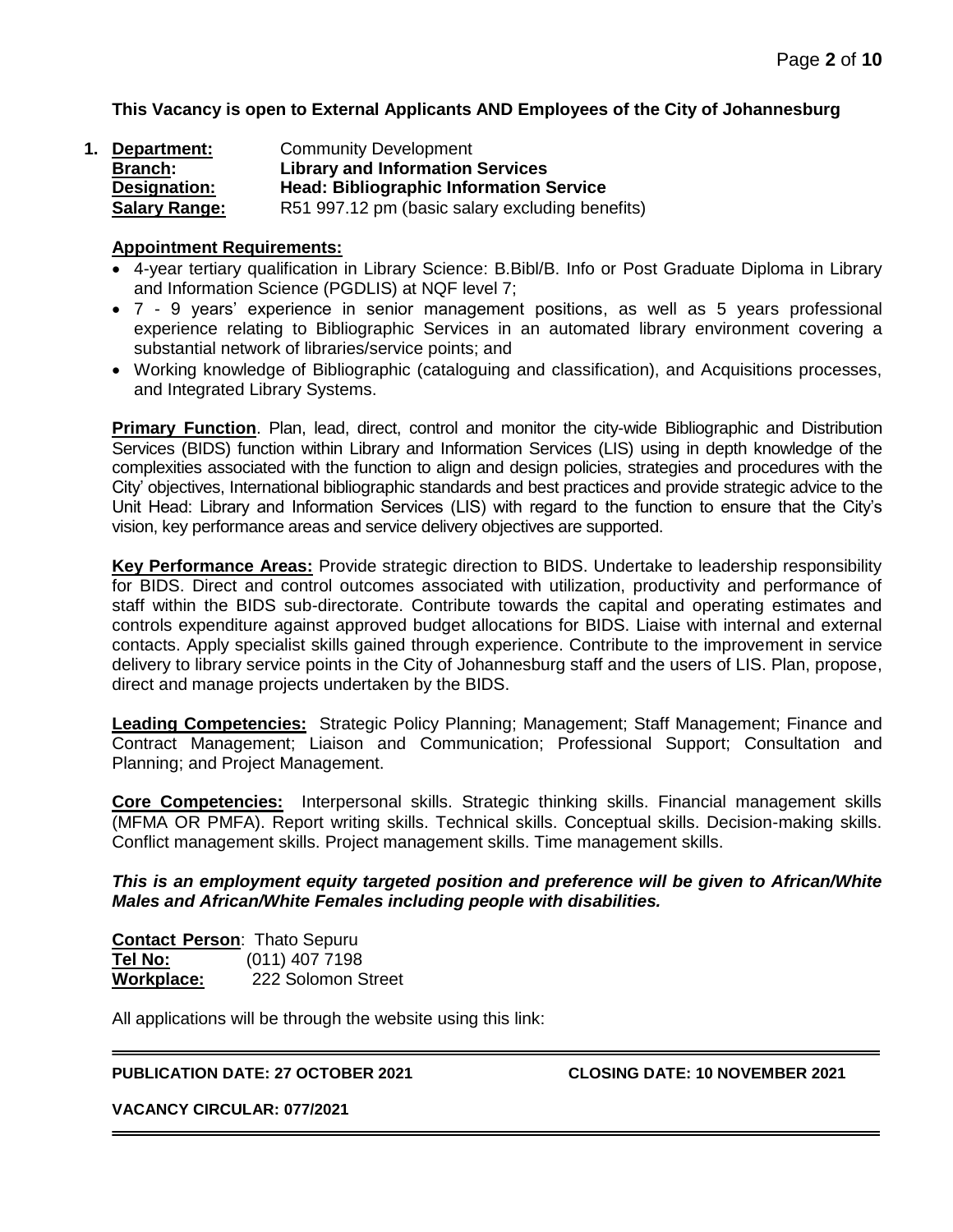**This Vacancy is open to External Applicants AND Employees of the City of Johannesburg**

1. **Department:** Community Development
   **Branch:** **Library and Information Services**
   **Designation:** **Head: Bibliographic Information Service**
   **Salary Range:** R51 997.12 pm (basic salary excluding benefits)

**Appointment Requirements:**

- 4-year tertiary qualification in Library Science: B.Bibl/B. Info or Post Graduate Diploma in Library and Information Science (PGDLIS) at NQF level 7;
- 7 - 9 years' experience in senior management positions, as well as 5 years professional experience relating to Bibliographic Services in an automated library environment covering a substantial network of libraries/service points; and
- Working knowledge of Bibliographic (cataloguing and classification), and Acquisitions processes, and Integrated Library Systems.

**Primary Function**. Plan, lead, direct, control and monitor the city-wide Bibliographic and Distribution Services (BIDS) function within Library and Information Services (LIS) using in depth knowledge of the complexities associated with the function to align and design policies, strategies and procedures with the City' objectives, International bibliographic standards and best practices and provide strategic advice to the Unit Head: Library and Information Services (LIS) with regard to the function to ensure that the City's vision, key performance areas and service delivery objectives are supported.

**Key Performance Areas:** Provide strategic direction to BIDS. Undertake to leadership responsibility for BIDS. Direct and control outcomes associated with utilization, productivity and performance of staff within the BIDS sub-directorate. Contribute towards the capital and operating estimates and controls expenditure against approved budget allocations for BIDS. Liaise with internal and external contacts. Apply specialist skills gained through experience. Contribute to the improvement in service delivery to library service points in the City of Johannesburg staff and the users of LIS. Plan, propose, direct and manage projects undertaken by the BIDS.

**Leading Competencies:** Strategic Policy Planning; Management; Staff Management; Finance and Contract Management; Liaison and Communication; Professional Support; Consultation and Planning; and Project Management.

**Core Competencies:** Interpersonal skills. Strategic thinking skills. Financial management skills (MFMA OR PMFA). Report writing skills. Technical skills. Conceptual skills. Decision-making skills. Conflict management skills. Project management skills. Time management skills.

***This is an employment equity targeted position and preference will be given to African/White Males and African/White Females including people with disabilities.***

**Contact Person**: Thato Sepuru
**Tel No:** (011) 407 7198
**Workplace:** 222 Solomon Street

All applications will be through the website using this link:

---

**PUBLICATION DATE: 27 OCTOBER 2021** **CLOSING DATE: 10 NOVEMBER 2021**

**VACANCY CIRCULAR: 077/2021**

---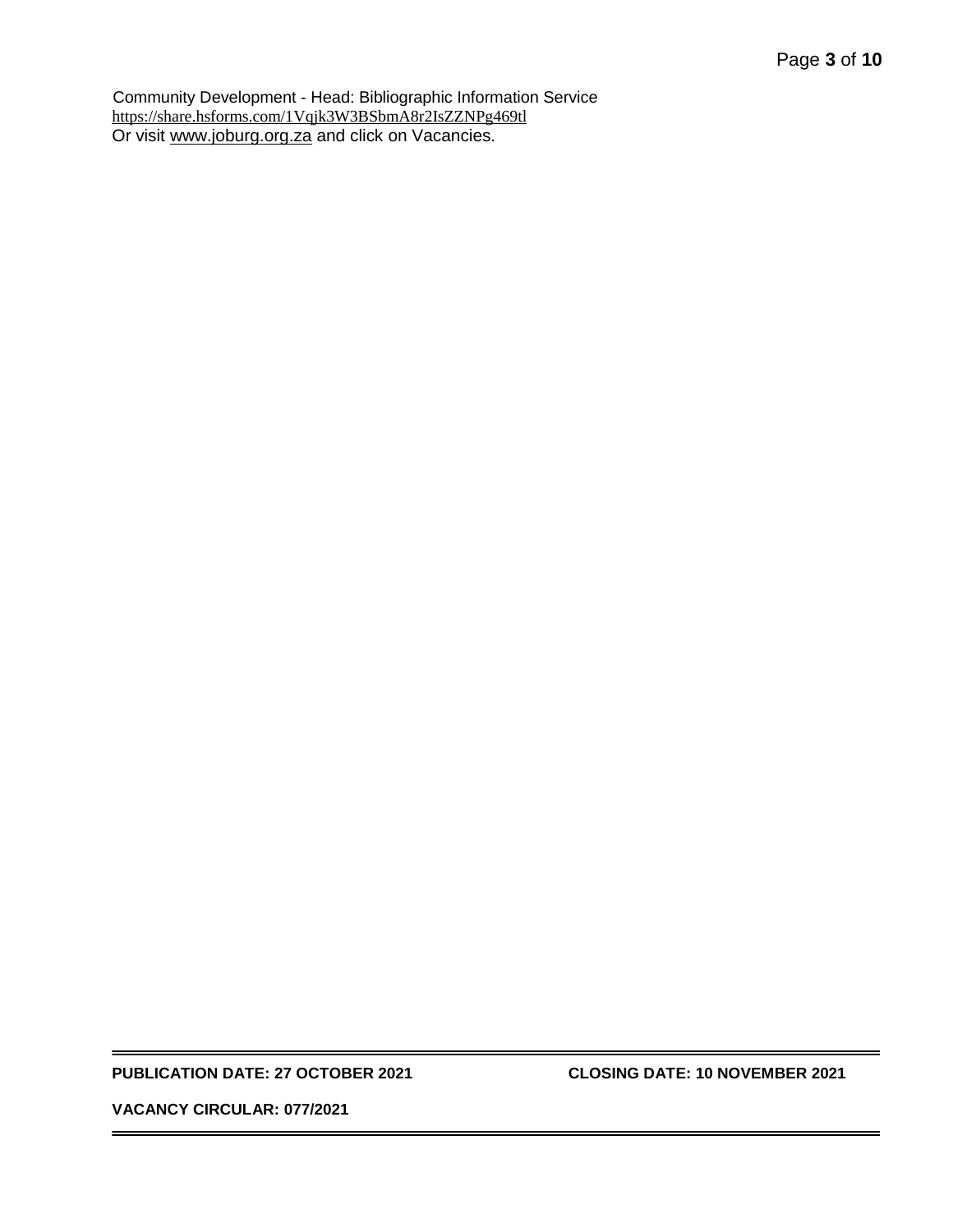Community Development - Head: Bibliographic Information Service
https://share.hsforms.com/1Vqjk3W3BSbmA8r2IsZZNPg469tl
Or visit www.joburg.org.za and click on Vacancies.

---

**PUBLICATION DATE: 27 OCTOBER 2021** **CLOSING DATE: 10 NOVEMBER 2021**

**VACANCY CIRCULAR: 077/2021**

---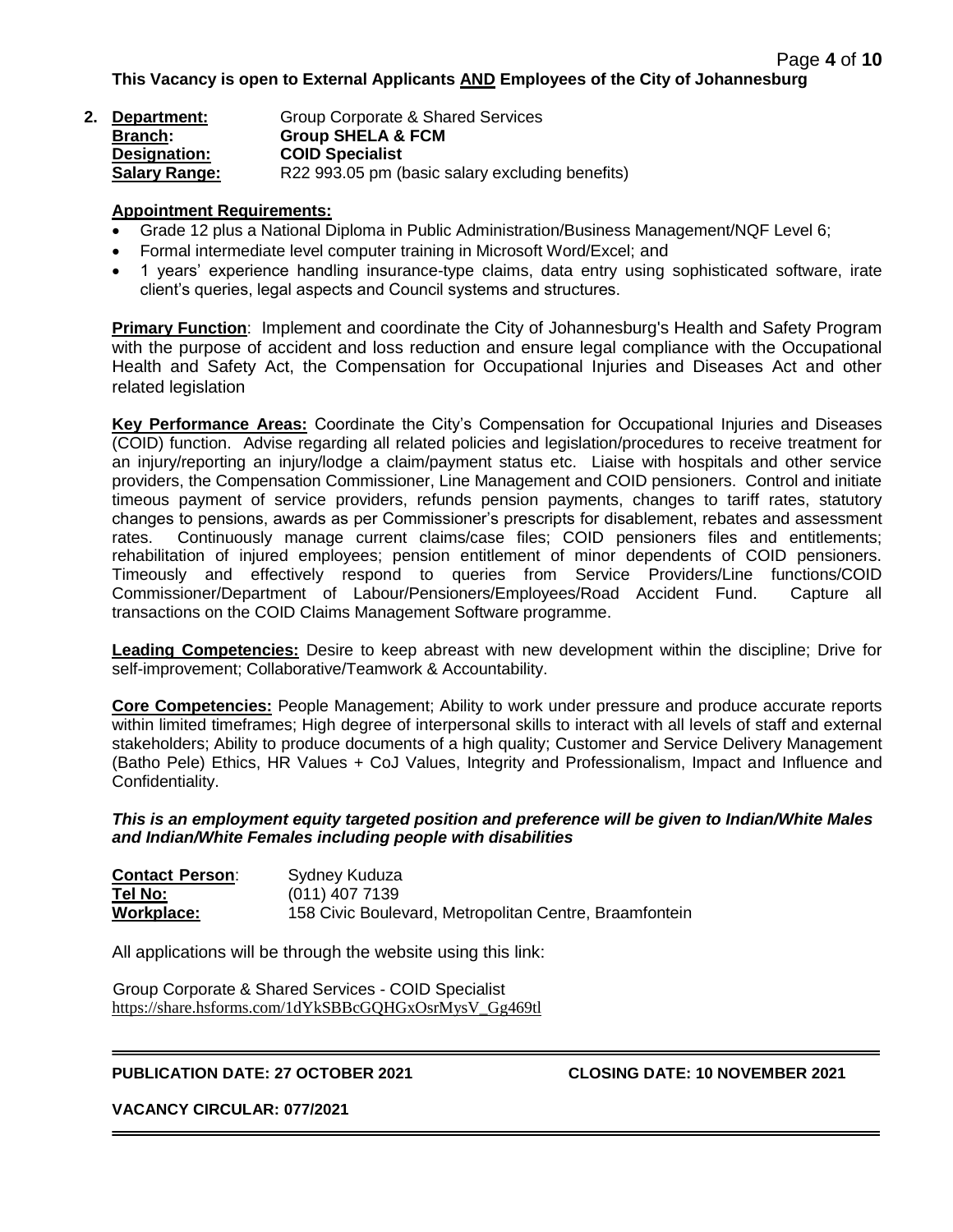**This Vacancy is open to External Applicants <u>AND</u> Employees of the City of Johannesburg**

**2. <u>Department:</u>** Group Corporate & Shared Services
**<u>Branch</u>:** **Group SHELA & FCM**
**<u>Designation:</u>** **COID Specialist**
**<u>Salary Range:</u>** R22 993.05 pm (basic salary excluding benefits)

**<u>Appointment Requirements:</u>**

- Grade 12 plus a National Diploma in Public Administration/Business Management/NQF Level 6;
- Formal intermediate level computer training in Microsoft Word/Excel; and
- 1 years' experience handling insurance-type claims, data entry using sophisticated software, irate client's queries, legal aspects and Council systems and structures.

**<u>Primary Function</u>**: Implement and coordinate the City of Johannesburg's Health and Safety Program with the purpose of accident and loss reduction and ensure legal compliance with the Occupational Health and Safety Act, the Compensation for Occupational Injuries and Diseases Act and other related legislation

**<u>Key Performance Areas:</u>** Coordinate the City's Compensation for Occupational Injuries and Diseases (COID) function. Advise regarding all related policies and legislation/procedures to receive treatment for an injury/reporting an injury/lodge a claim/payment status etc. Liaise with hospitals and other service providers, the Compensation Commissioner, Line Management and COID pensioners. Control and initiate timeous payment of service providers, refunds pension payments, changes to tariff rates, statutory changes to pensions, awards as per Commissioner's prescripts for disablement, rebates and assessment rates. Continuously manage current claims/case files; COID pensioners files and entitlements; rehabilitation of injured employees; pension entitlement of minor dependents of COID pensioners. Timeously and effectively respond to queries from Service Providers/Line functions/COID Commissioner/Department of Labour/Pensioners/Employees/Road Accident Fund. Capture all transactions on the COID Claims Management Software programme.

**<u>Leading Competencies:</u>** Desire to keep abreast with new development within the discipline; Drive for self-improvement; Collaborative/Teamwork & Accountability.

**<u>Core Competencies:</u>** People Management; Ability to work under pressure and produce accurate reports within limited timeframes; High degree of interpersonal skills to interact with all levels of staff and external stakeholders; Ability to produce documents of a high quality; Customer and Service Delivery Management (Batho Pele) Ethics, HR Values + CoJ Values, Integrity and Professionalism, Impact and Influence and Confidentiality.

***This is an employment equity targeted position and preference will be given to Indian/White Males and Indian/White Females including people with disabilities***

**<u>Contact Person</u>**: Sydney Kuduza
**<u>Tel No:</u>** (011) 407 7139
**<u>Workplace:</u>** 158 Civic Boulevard, Metropolitan Centre, Braamfontein

All applications will be through the website using this link:

Group Corporate & Shared Services - COID Specialist
https://share.hsforms.com/1dYkSBBcGQHGxOsrMysV_Gg469tl

**PUBLICATION DATE: 27 OCTOBER 2021** **CLOSING DATE: 10 NOVEMBER 2021**

**VACANCY CIRCULAR: 077/2021**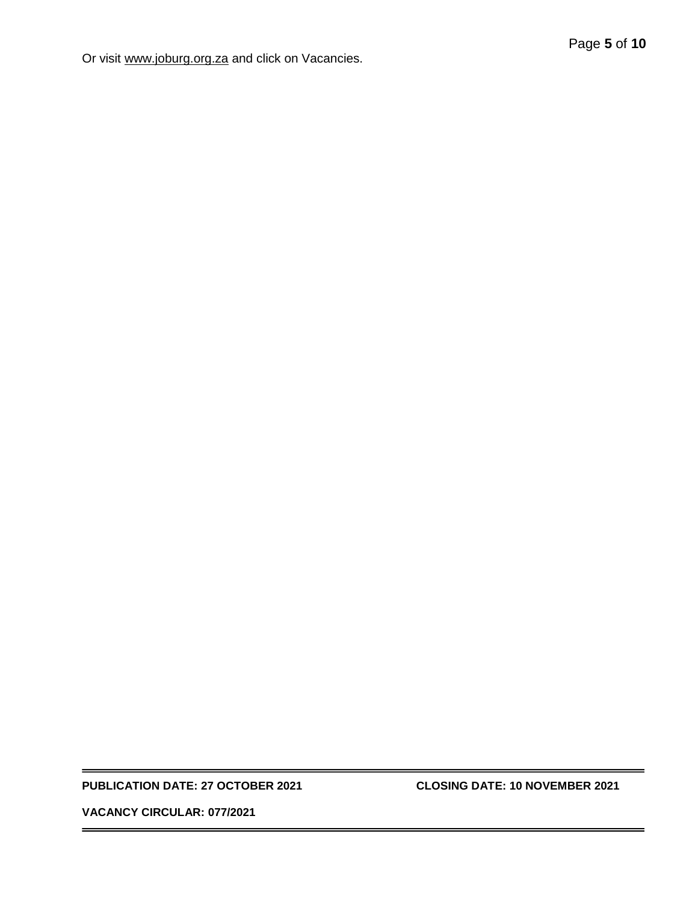Or visit www.joburg.org.za and click on Vacancies.

**PUBLICATION DATE: 27 OCTOBER 2021** **CLOSING DATE: 10 NOVEMBER 2021**

**VACANCY CIRCULAR: 077/2021**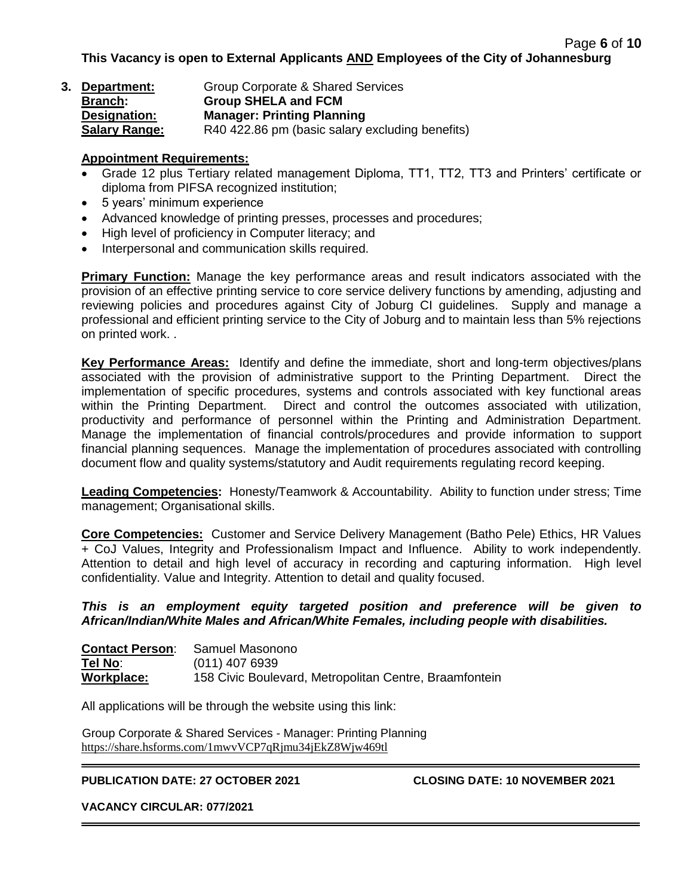**This Vacancy is open to External Applicants AND Employees of the City of Johannesburg**

**3. Department:** Group Corporate & Shared Services
**Branch:** **Group SHELA and FCM**
**Designation:** **Manager: Printing Planning**
**Salary Range:** R40 422.86 pm (basic salary excluding benefits)

**Appointment Requirements:**

- Grade 12 plus Tertiary related management Diploma, TT1, TT2, TT3 and Printers' certificate or diploma from PIFSA recognized institution;
- 5 years' minimum experience
- Advanced knowledge of printing presses, processes and procedures;
- High level of proficiency in Computer literacy; and
- Interpersonal and communication skills required.

**Primary Function:** Manage the key performance areas and result indicators associated with the provision of an effective printing service to core service delivery functions by amending, adjusting and reviewing policies and procedures against City of Joburg CI guidelines. Supply and manage a professional and efficient printing service to the City of Joburg and to maintain less than 5% rejections on printed work. .

**Key Performance Areas:** Identify and define the immediate, short and long-term objectives/plans associated with the provision of administrative support to the Printing Department. Direct the implementation of specific procedures, systems and controls associated with key functional areas within the Printing Department. Direct and control the outcomes associated with utilization, productivity and performance of personnel within the Printing and Administration Department. Manage the implementation of financial controls/procedures and provide information to support financial planning sequences. Manage the implementation of procedures associated with controlling document flow and quality systems/statutory and Audit requirements regulating record keeping.

**Leading Competencies:** Honesty/Teamwork & Accountability. Ability to function under stress; Time management; Organisational skills.

**Core Competencies:** Customer and Service Delivery Management (Batho Pele) Ethics, HR Values + CoJ Values, Integrity and Professionalism Impact and Influence. Ability to work independently. Attention to detail and high level of accuracy in recording and capturing information. High level confidentiality. Value and Integrity. Attention to detail and quality focused.

***This is an employment equity targeted position and preference will be given to African/Indian/White Males and African/White Females, including people with disabilities.***

**Contact Person**: Samuel Masonono
**Tel No**: (011) 407 6939
**Workplace:** 158 Civic Boulevard, Metropolitan Centre, Braamfontein

All applications will be through the website using this link:

Group Corporate & Shared Services - Manager: Printing Planning
https://share.hsforms.com/1mwvVCP7qRjmu34jEkZ8Wjw469tl

---

**PUBLICATION DATE: 27 OCTOBER 2021** **CLOSING DATE: 10 NOVEMBER 2021**

**VACANCY CIRCULAR: 077/2021**

---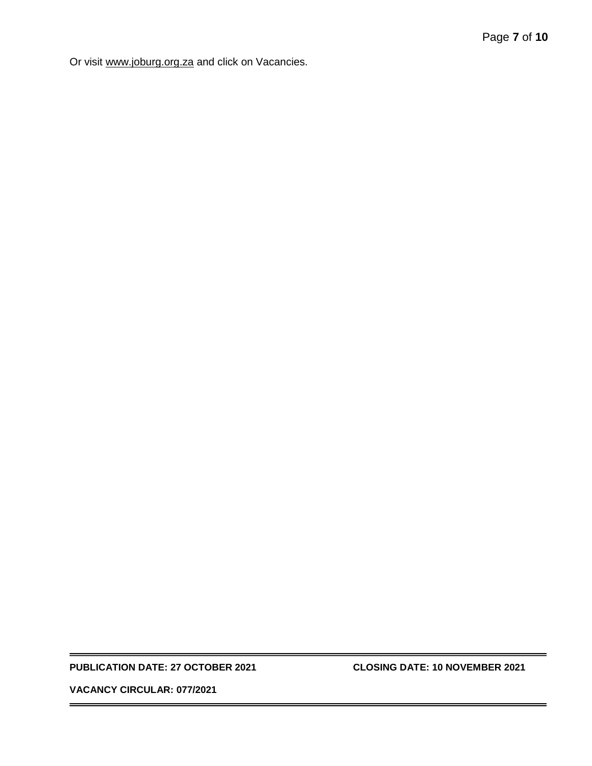Or visit www.joburg.org.za and click on Vacancies.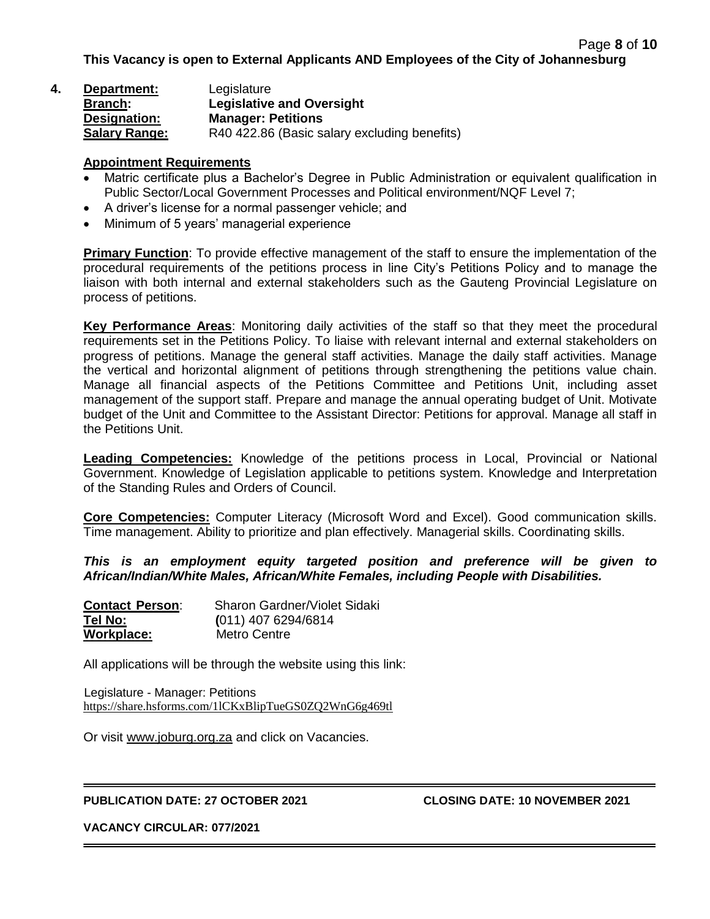**This Vacancy is open to External Applicants AND Employees of the City of Johannesburg**

**4. Department:** Legislature
**Branch:** **Legislative and Oversight**
**Designation:** **Manager: Petitions**
**Salary Range:** R40 422.86 (Basic salary excluding benefits)

**Appointment Requirements**

- Matric certificate plus a Bachelor's Degree in Public Administration or equivalent qualification in Public Sector/Local Government Processes and Political environment/NQF Level 7;
- A driver's license for a normal passenger vehicle; and
- Minimum of 5 years' managerial experience

**Primary Function**: To provide effective management of the staff to ensure the implementation of the procedural requirements of the petitions process in line City's Petitions Policy and to manage the liaison with both internal and external stakeholders such as the Gauteng Provincial Legislature on process of petitions.

**Key Performance Areas**: Monitoring daily activities of the staff so that they meet the procedural requirements set in the Petitions Policy. To liaise with relevant internal and external stakeholders on progress of petitions. Manage the general staff activities. Manage the daily staff activities. Manage the vertical and horizontal alignment of petitions through strengthening the petitions value chain. Manage all financial aspects of the Petitions Committee and Petitions Unit, including asset management of the support staff. Prepare and manage the annual operating budget of Unit. Motivate budget of the Unit and Committee to the Assistant Director: Petitions for approval. Manage all staff in the Petitions Unit.

**Leading Competencies:** Knowledge of the petitions process in Local, Provincial or National Government. Knowledge of Legislation applicable to petitions system. Knowledge and Interpretation of the Standing Rules and Orders of Council.

**Core Competencies:** Computer Literacy (Microsoft Word and Excel). Good communication skills. Time management. Ability to prioritize and plan effectively. Managerial skills. Coordinating skills.

***This is an employment equity targeted position and preference will be given to African/Indian/White Males, African/White Females, including People with Disabilities.***

**Contact Person**: Sharon Gardner/Violet Sidaki
**Tel No:** (011) 407 6294/6814
**Workplace:** Metro Centre

All applications will be through the website using this link:

Legislature - Manager: Petitions
https://share.hsforms.com/1lCKxBlipTueGS0ZQ2WnG6g469tl

Or visit www.joburg.org.za and click on Vacancies.

---

**PUBLICATION DATE: 27 OCTOBER 2021** **CLOSING DATE: 10 NOVEMBER 2021**

**VACANCY CIRCULAR: 077/2021**

---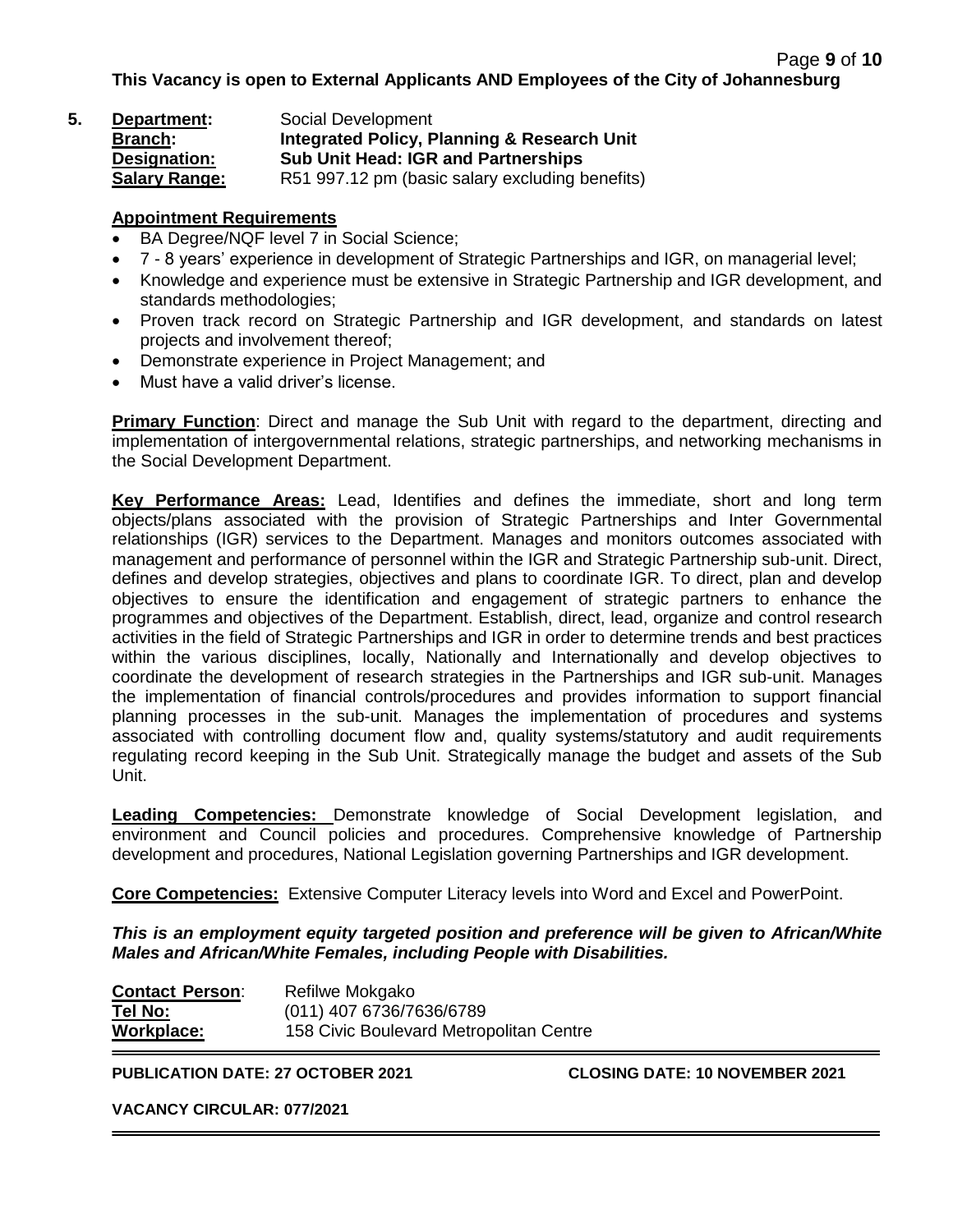**This Vacancy is open to External Applicants AND Employees of the City of Johannesburg**

**5.** **Department:** Social Development
**Branch:** **Integrated Policy, Planning & Research Unit**
**Designation:** **Sub Unit Head: IGR and Partnerships**
**Salary Range:** R51 997.12 pm (basic salary excluding benefits)

**Appointment Requirements**

- BA Degree/NQF level 7 in Social Science;
- 7 - 8 years' experience in development of Strategic Partnerships and IGR, on managerial level;
- Knowledge and experience must be extensive in Strategic Partnership and IGR development, and standards methodologies;
- Proven track record on Strategic Partnership and IGR development, and standards on latest projects and involvement thereof;
- Demonstrate experience in Project Management; and
- Must have a valid driver's license.

**Primary Function**: Direct and manage the Sub Unit with regard to the department, directing and implementation of intergovernmental relations, strategic partnerships, and networking mechanisms in the Social Development Department.

**Key Performance Areas:** Lead, Identifies and defines the immediate, short and long term objects/plans associated with the provision of Strategic Partnerships and Inter Governmental relationships (IGR) services to the Department. Manages and monitors outcomes associated with management and performance of personnel within the IGR and Strategic Partnership sub-unit. Direct, defines and develop strategies, objectives and plans to coordinate IGR. To direct, plan and develop objectives to ensure the identification and engagement of strategic partners to enhance the programmes and objectives of the Department. Establish, direct, lead, organize and control research activities in the field of Strategic Partnerships and IGR in order to determine trends and best practices within the various disciplines, locally, Nationally and Internationally and develop objectives to coordinate the development of research strategies in the Partnerships and IGR sub-unit. Manages the implementation of financial controls/procedures and provides information to support financial planning processes in the sub-unit. Manages the implementation of procedures and systems associated with controlling document flow and, quality systems/statutory and audit requirements regulating record keeping in the Sub Unit. Strategically manage the budget and assets of the Sub Unit.

**Leading Competencies:** Demonstrate knowledge of Social Development legislation, and environment and Council policies and procedures. Comprehensive knowledge of Partnership development and procedures, National Legislation governing Partnerships and IGR development.

**Core Competencies:** Extensive Computer Literacy levels into Word and Excel and PowerPoint.

***This is an employment equity targeted position and preference will be given to African/White Males and African/White Females, including People with Disabilities.***

**Contact Person**: Refilwe Mokgako
**Tel No:** (011) 407 6736/7636/6789
**Workplace:** 158 Civic Boulevard Metropolitan Centre

---

**PUBLICATION DATE: 27 OCTOBER 2021** **CLOSING DATE: 10 NOVEMBER 2021**

**VACANCY CIRCULAR: 077/2021**

---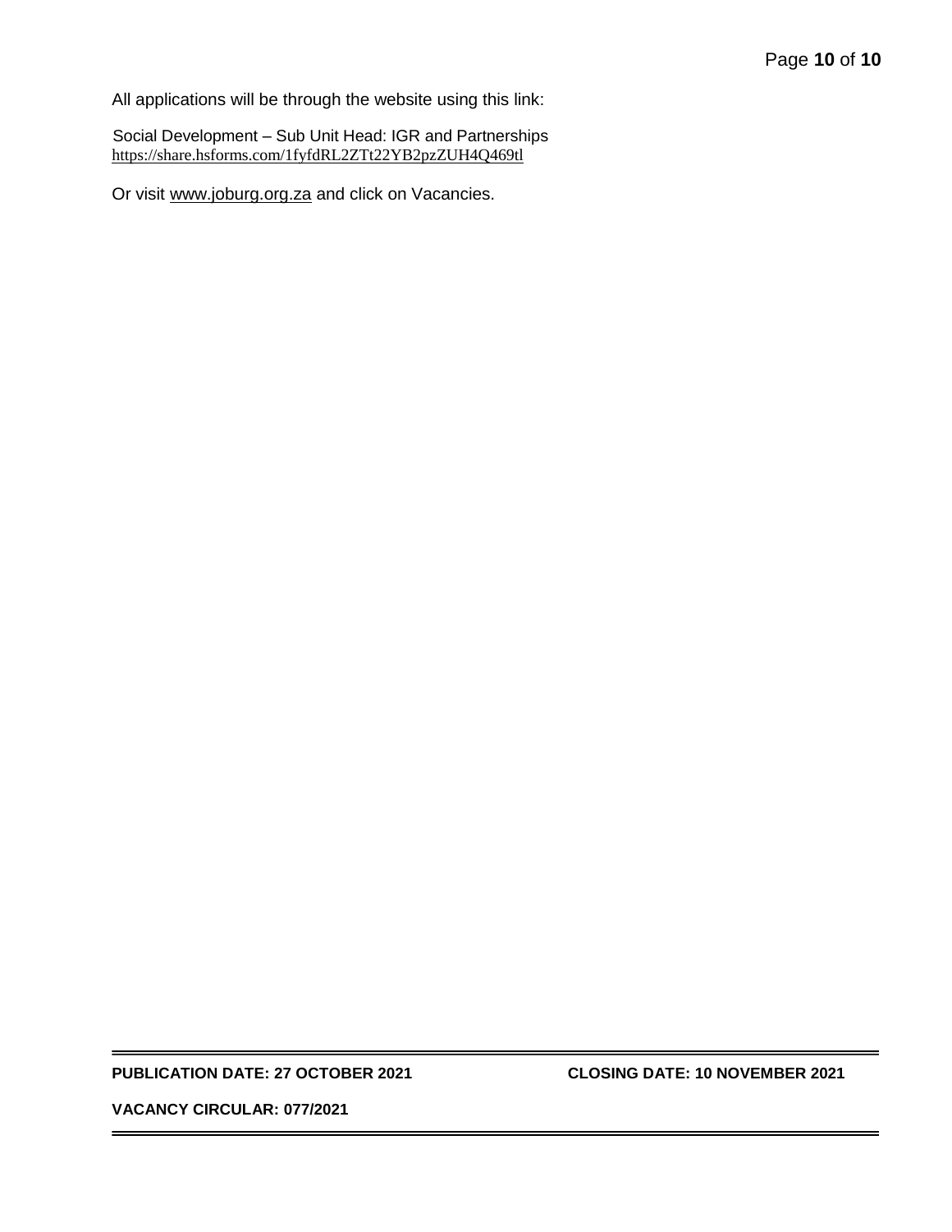All applications will be through the website using this link:

Social Development – Sub Unit Head: IGR and Partnerships
https://share.hsforms.com/1fyfdRL2ZTt22YB2pzZUH4Q469tl

Or visit www.joburg.org.za and click on Vacancies.

---

**PUBLICATION DATE: 27 OCTOBER 2021** **CLOSING DATE: 10 NOVEMBER 2021**

**VACANCY CIRCULAR: 077/2021**

---